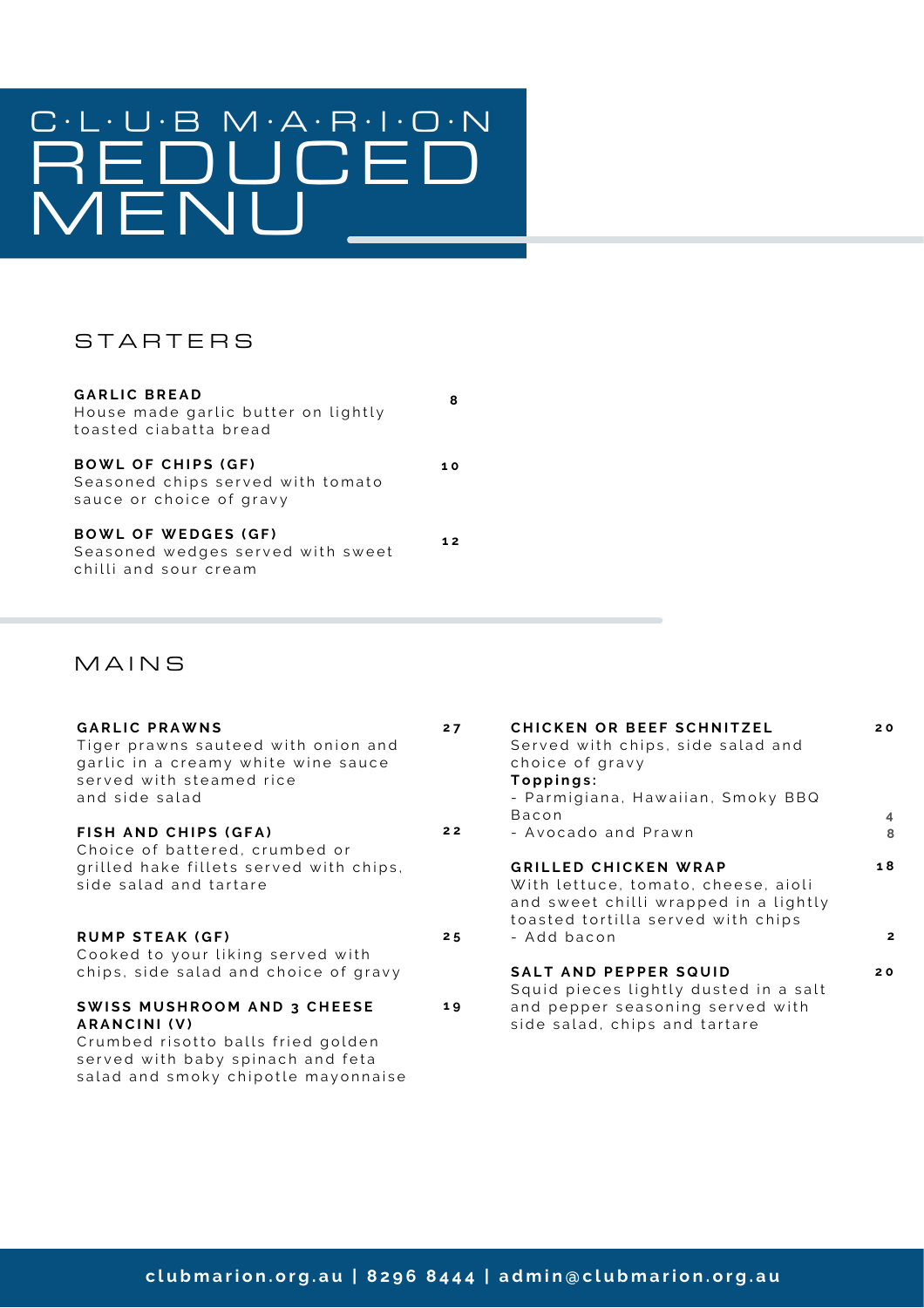# C·L·U·B M·A·R·I·O·N REDUCED MENU

## STARTERS

**GARLIC BREAD** — 8
House made garlic butter on lightly toasted ciabatta bread

**BOWL OF CHIPS (GF)** — 10
Seasoned chips served with tomato sauce or choice of gravy

**BOWL OF WEDGES (GF)** — 12
Seasoned wedges served with sweet chilli and sour cream

## MAINS

**GARLIC PRAWNS** — 27
Tiger prawns sauteed with onion and garlic in a creamy white wine sauce served with steamed rice and side salad

**FISH AND CHIPS (GFA)** — 22
Choice of battered, crumbed or grilled hake fillets served with chips, side salad and tartare

**RUMP STEAK (GF)** — 25
Cooked to your liking served with chips, side salad and choice of gravy

**SWISS MUSHROOM AND 3 CHEESE ARANCINI (V)** — 19
Crumbed risotto balls fried golden served with baby spinach and feta salad and smoky chipotle mayonnaise

**CHICKEN OR BEEF SCHNITZEL** — 20
Served with chips, side salad and choice of gravy
**Toppings:**
- Parmigiana, Hawaiian, Smoky BBQ Bacon — 4
- Avocado and Prawn — 8

**GRILLED CHICKEN WRAP** — 18
With lettuce, tomato, cheese, aioli and sweet chilli wrapped in a lightly toasted tortilla served with chips
- Add bacon — 2

**SALT AND PEPPER SQUID** — 20
Squid pieces lightly dusted in a salt and pepper seasoning served with side salad, chips and tartare

**clubmarion.org.au | 8296 8444 | admin@clubmarion.org.au**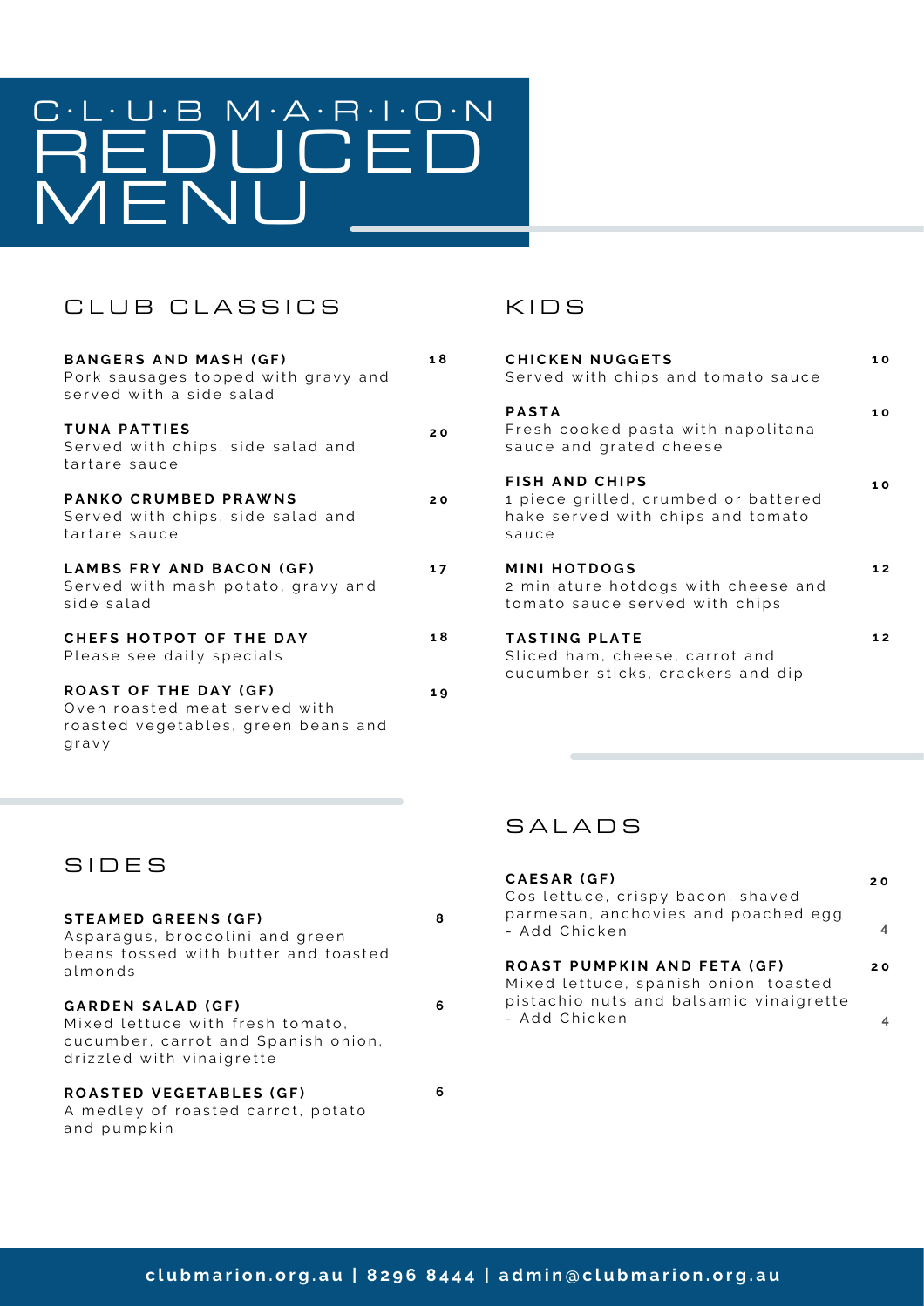# C·L·U·B M·A·R·I·O·N REDUCED MENU

## CLUB CLASSICS

**BANGERS AND MASH (GF)** — 18
Pork sausages topped with gravy and served with a side salad

**TUNA PATTIES** — 20
Served with chips, side salad and tartare sauce

**PANKO CRUMBED PRAWNS** — 20
Served with chips, side salad and tartare sauce

**LAMBS FRY AND BACON (GF)** — 17
Served with mash potato, gravy and side salad

**CHEFS HOTPOT OF THE DAY** — 18
Please see daily specials

**ROAST OF THE DAY (GF)** — 19
Oven roasted meat served with roasted vegetables, green beans and gravy

## KIDS

**CHICKEN NUGGETS** — 10
Served with chips and tomato sauce

**PASTA** — 10
Fresh cooked pasta with napolitana sauce and grated cheese

**FISH AND CHIPS** — 10
1 piece grilled, crumbed or battered hake served with chips and tomato sauce

**MINI HOTDOGS** — 12
2 miniature hotdogs with cheese and tomato sauce served with chips

**TASTING PLATE** — 12
Sliced ham, cheese, carrot and cucumber sticks, crackers and dip

## SIDES

**STEAMED GREENS (GF)** — 8
Asparagus, broccolini and green beans tossed with butter and toasted almonds

**GARDEN SALAD (GF)** — 6
Mixed lettuce with fresh tomato, cucumber, carrot and Spanish onion, drizzled with vinaigrette

**ROASTED VEGETABLES (GF)** — 6
A medley of roasted carrot, potato and pumpkin

## SALADS

**CAESAR (GF)** — 20
Cos lettuce, crispy bacon, shaved parmesan, anchovies and poached egg
- Add Chicken — 4

**ROAST PUMPKIN AND FETA (GF)** — 20
Mixed lettuce, spanish onion, toasted pistachio nuts and balsamic vinaigrette
- Add Chicken — 4

**clubmarion.org.au | 8296 8444 | admin@clubmarion.org.au**